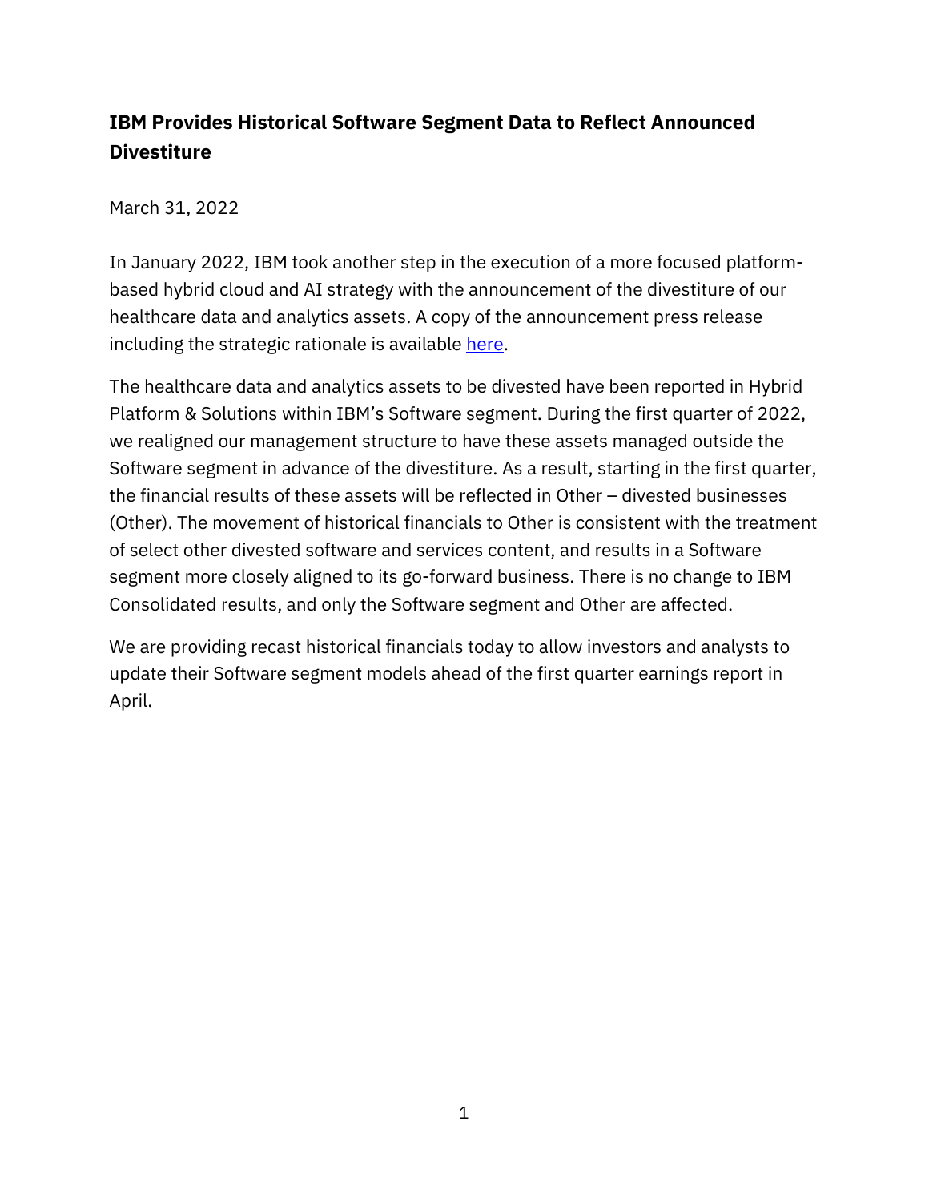# IBM Provides Historical Software Segment Data to Reflect Announced Divestiture

March 31, 2022

In January 2022, IBM took another step in the execution of a more focused platform-based hybrid cloud and AI strategy with the announcement of the divestiture of our healthcare data and analytics assets. A copy of the announcement press release including the strategic rationale is available here.

The healthcare data and analytics assets to be divested have been reported in Hybrid Platform & Solutions within IBM's Software segment. During the first quarter of 2022, we realigned our management structure to have these assets managed outside the Software segment in advance of the divestiture. As a result, starting in the first quarter, the financial results of these assets will be reflected in Other – divested businesses (Other). The movement of historical financials to Other is consistent with the treatment of select other divested software and services content, and results in a Software segment more closely aligned to its go-forward business. There is no change to IBM Consolidated results, and only the Software segment and Other are affected.

We are providing recast historical financials today to allow investors and analysts to update their Software segment models ahead of the first quarter earnings report in April.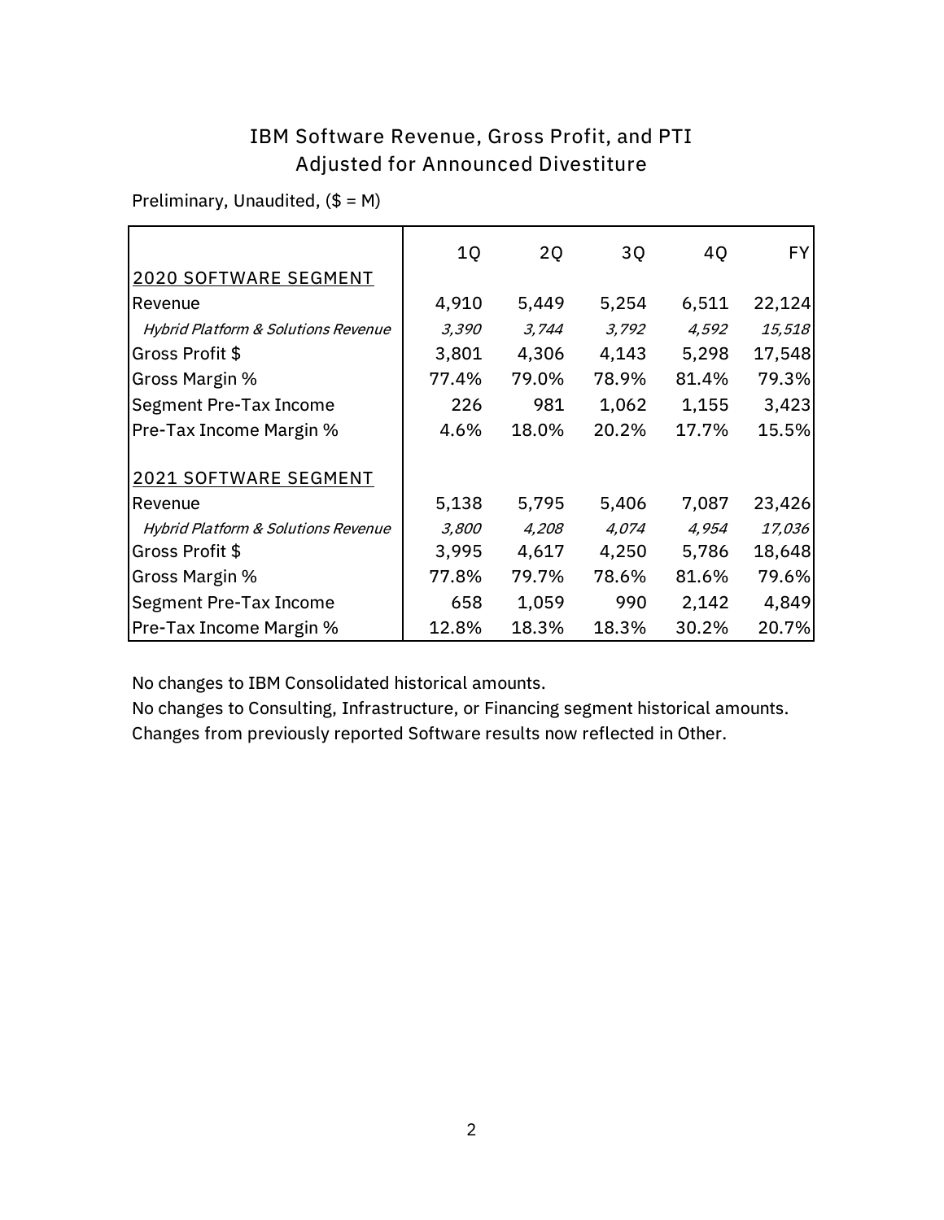# IBM Software Revenue, Gross Profit, and PTI
## Adjusted for Announced Divestiture

Preliminary, Unaudited, ($ = M)

| | 1Q | 2Q | 3Q | 4Q | FY |
|---|---|---|---|---|---|
| 2020 SOFTWARE SEGMENT | | | | | |
| Revenue | 4,910 | 5,449 | 5,254 | 6,511 | 22,124 |
| *Hybrid Platform & Solutions Revenue* | *3,390* | *3,744* | *3,792* | *4,592* | *15,518* |
| Gross Profit $ | 3,801 | 4,306 | 4,143 | 5,298 | 17,548 |
| Gross Margin % | 77.4% | 79.0% | 78.9% | 81.4% | 79.3% |
| Segment Pre-Tax Income | 226 | 981 | 1,062 | 1,155 | 3,423 |
| Pre-Tax Income Margin % | 4.6% | 18.0% | 20.2% | 17.7% | 15.5% |
| | | | | | |
| 2021 SOFTWARE SEGMENT | | | | | |
| Revenue | 5,138 | 5,795 | 5,406 | 7,087 | 23,426 |
| *Hybrid Platform & Solutions Revenue* | *3,800* | *4,208* | *4,074* | *4,954* | *17,036* |
| Gross Profit $ | 3,995 | 4,617 | 4,250 | 5,786 | 18,648 |
| Gross Margin % | 77.8% | 79.7% | 78.6% | 81.6% | 79.6% |
| Segment Pre-Tax Income | 658 | 1,059 | 990 | 2,142 | 4,849 |
| Pre-Tax Income Margin % | 12.8% | 18.3% | 18.3% | 30.2% | 20.7% |

No changes to IBM Consolidated historical amounts.
No changes to Consulting, Infrastructure, or Financing segment historical amounts.
Changes from previously reported Software results now reflected in Other.